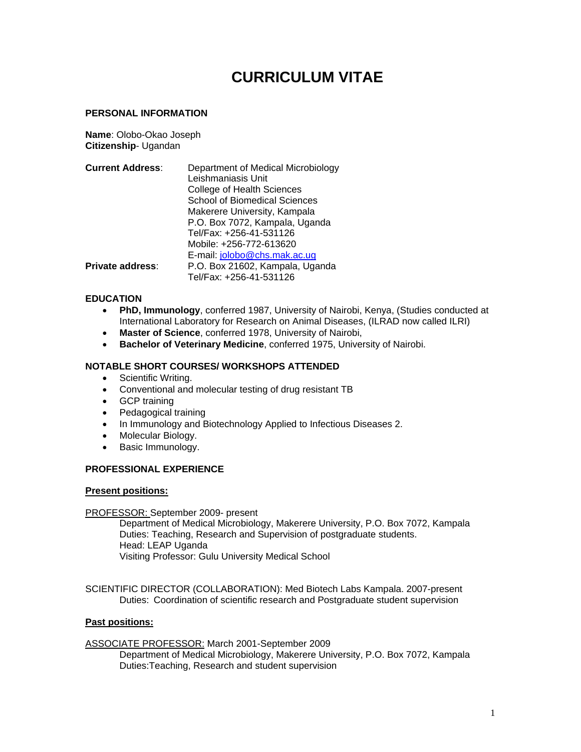# CURRICULUM VITAE

## PERSONAL INFORMATION

**Name**: Olobo-Okao Joseph
**Citizenship**- Ugandan

**Current Address**: Department of Medical Microbiology
Leishmaniasis Unit
College of Health Sciences
School of Biomedical Sciences
Makerere University, Kampala
P.O. Box 7072, Kampala, Uganda
Tel/Fax: +256-41-531126
Mobile: +256-772-613620
E-mail: jolobo@chs.mak.ac.ug

**Private address**: P.O. Box 21602, Kampala, Uganda
Tel/Fax: +256-41-531126

## EDUCATION

- **PhD, Immunology**, conferred 1987, University of Nairobi, Kenya, (Studies conducted at International Laboratory for Research on Animal Diseases, (ILRAD now called ILRI)
- **Master of Science**, conferred 1978, University of Nairobi,
- **Bachelor of Veterinary Medicine**, conferred 1975, University of Nairobi.

## NOTABLE SHORT COURSES/ WORKSHOPS ATTENDED

- Scientific Writing.
- Conventional and molecular testing of drug resistant TB
- GCP training
- Pedagogical training
- In Immunology and Biotechnology Applied to Infectious Diseases 2.
- Molecular Biology.
- Basic Immunology.

## PROFESSIONAL EXPERIENCE

### Present positions:

PROFESSOR: September 2009- present
Department of Medical Microbiology, Makerere University, P.O. Box 7072, Kampala
Duties: Teaching, Research and Supervision of postgraduate students.
Head: LEAP Uganda
Visiting Professor: Gulu University Medical School

SCIENTIFIC DIRECTOR (COLLABORATION): Med Biotech Labs Kampala. 2007-present
Duties: Coordination of scientific research and Postgraduate student supervision

### Past positions:

ASSOCIATE PROFESSOR: March 2001-September 2009
Department of Medical Microbiology, Makerere University, P.O. Box 7072, Kampala
Duties:Teaching, Research and student supervision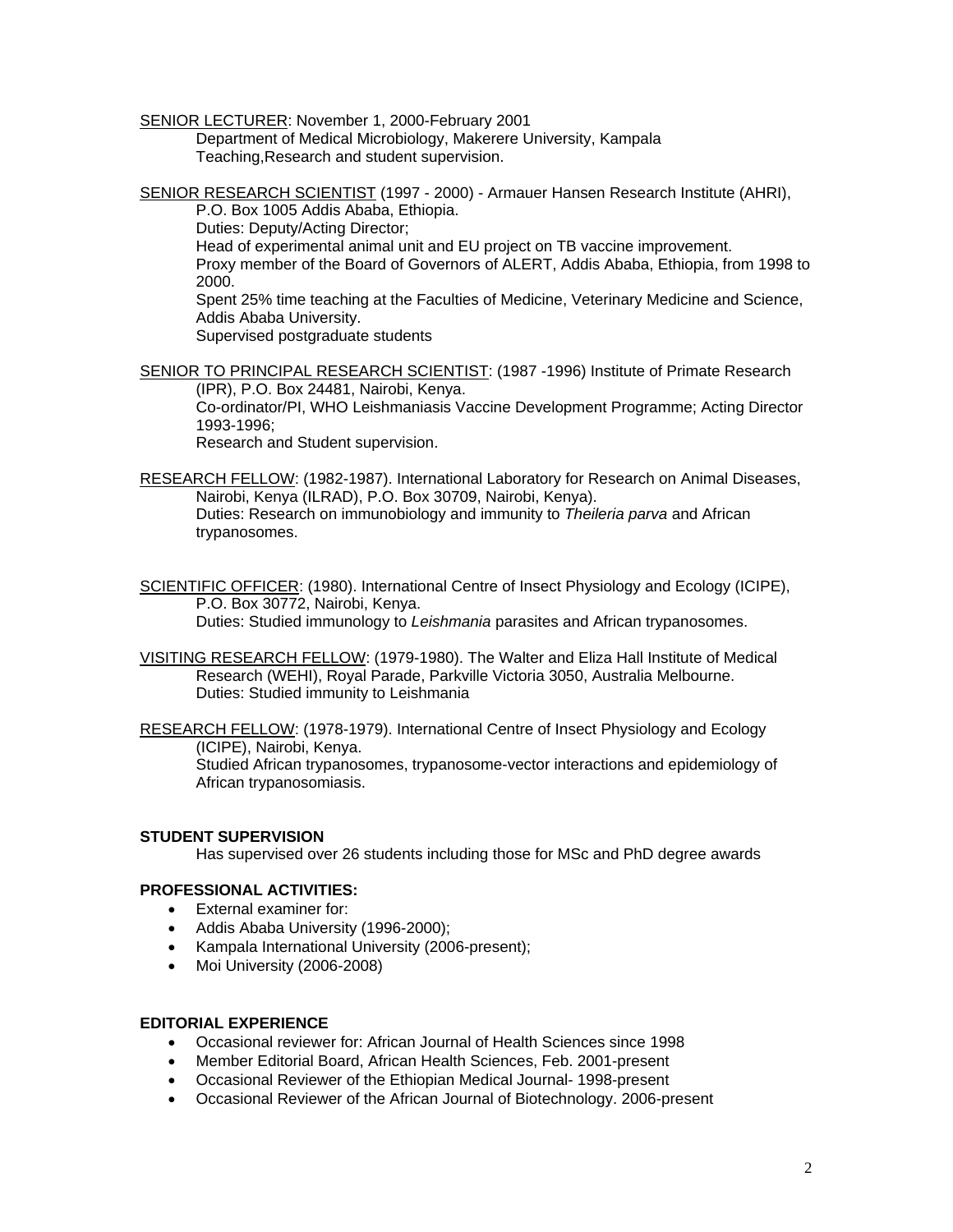SENIOR LECTURER: November 1, 2000-February 2001
Department of Medical Microbiology, Makerere University, Kampala
Teaching,Research and student supervision.

SENIOR RESEARCH SCIENTIST (1997 - 2000) - Armauer Hansen Research Institute (AHRI), P.O. Box 1005 Addis Ababa, Ethiopia.
Duties: Deputy/Acting Director;
Head of experimental animal unit and EU project on TB vaccine improvement.
Proxy member of the Board of Governors of ALERT, Addis Ababa, Ethiopia, from 1998 to 2000.
Spent 25% time teaching at the Faculties of Medicine, Veterinary Medicine and Science, Addis Ababa University.
Supervised postgraduate students

SENIOR TO PRINCIPAL RESEARCH SCIENTIST: (1987 -1996) Institute of Primate Research (IPR), P.O. Box 24481, Nairobi, Kenya.
Co-ordinator/PI, WHO Leishmaniasis Vaccine Development Programme; Acting Director 1993-1996;
Research and Student supervision.

RESEARCH FELLOW: (1982-1987). International Laboratory for Research on Animal Diseases, Nairobi, Kenya (ILRAD), P.O. Box 30709, Nairobi, Kenya).
Duties: Research on immunobiology and immunity to *Theileria parva* and African trypanosomes.

SCIENTIFIC OFFICER: (1980). International Centre of Insect Physiology and Ecology (ICIPE), P.O. Box 30772, Nairobi, Kenya.
Duties: Studied immunology to *Leishmania* parasites and African trypanosomes.

VISITING RESEARCH FELLOW: (1979-1980). The Walter and Eliza Hall Institute of Medical Research (WEHI), Royal Parade, Parkville Victoria 3050, Australia Melbourne.
Duties: Studied immunity to Leishmania

RESEARCH FELLOW: (1978-1979). International Centre of Insect Physiology and Ecology (ICIPE), Nairobi, Kenya.
Studied African trypanosomes, trypanosome-vector interactions and epidemiology of African trypanosomiasis.

**STUDENT SUPERVISION**

Has supervised over 26 students including those for MSc and PhD degree awards

**PROFESSIONAL ACTIVITIES:**

- External examiner for:
- Addis Ababa University (1996-2000);
- Kampala International University (2006-present);
- Moi University (2006-2008)

**EDITORIAL EXPERIENCE**

- Occasional reviewer for: African Journal of Health Sciences since 1998
- Member Editorial Board, African Health Sciences, Feb. 2001-present
- Occasional Reviewer of the Ethiopian Medical Journal- 1998-present
- Occasional Reviewer of the African Journal of Biotechnology. 2006-present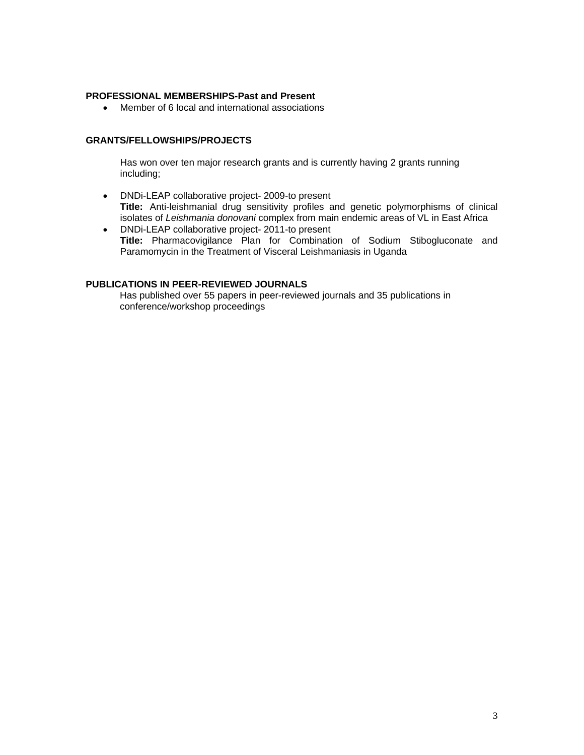**PROFESSIONAL MEMBERSHIPS-Past and Present**

- Member of 6 local and international associations

**GRANTS/FELLOWSHIPS/PROJECTS**

Has won over ten major research grants and is currently having 2 grants running including;

- DNDi-LEAP collaborative project- 2009-to present
  **Title:** Anti-leishmanial drug sensitivity profiles and genetic polymorphisms of clinical isolates of *Leishmania donovani* complex from main endemic areas of VL in East Africa
- DNDi-LEAP collaborative project- 2011-to present
  **Title:** Pharmacovigilance Plan for Combination of Sodium Stibogluconate and Paramomycin in the Treatment of Visceral Leishmaniasis in Uganda

**PUBLICATIONS IN PEER-REVIEWED JOURNALS**

Has published over 55 papers in peer-reviewed journals and 35 publications in conference/workshop proceedings